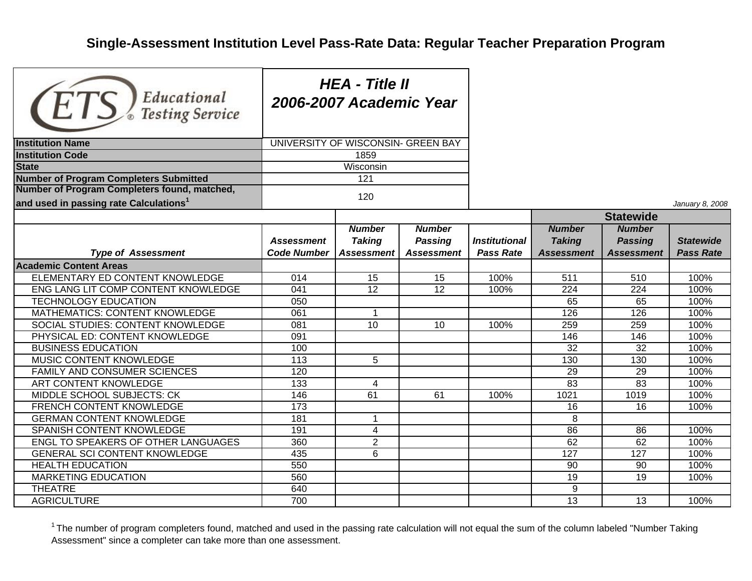# Single-Assessment Institution Level Pass-Rate Data: Regular Teacher Preparation Program

Educational Testing Service

***HEA - Title II***
***2006-2007 Academic Year***

| | |
|---|---|
| **Institution Name** | UNIVERSITY OF WISCONSIN- GREEN BAY |
| **Institution Code** | 1859 |
| **State** | Wisconsin |
| **Number of Program Completers Submitted** | 121 |
| **Number of Program Completers found, matched, and used in passing rate Calculations**[1] | 120 |

*January 8, 2008*

| | | | | | Statewide | | |
|---|---|---|---|---|---|---|---|
| ***Type of Assessment*** | ***Assessment Code Number*** | ***Number Taking Assessment*** | ***Number Passing Assessment*** | ***Institutional Pass Rate*** | ***Number Taking Assessment*** | ***Number Passing Assessment*** | ***Statewide Pass Rate*** |
| **Academic Content Areas** | | | | | | | |
| ELEMENTARY ED CONTENT KNOWLEDGE | 014 | 15 | 15 | 100% | 511 | 510 | 100% |
| ENG LANG LIT COMP CONTENT KNOWLEDGE | 041 | 12 | 12 | 100% | 224 | 224 | 100% |
| TECHNOLOGY EDUCATION | 050 | | | | 65 | 65 | 100% |
| MATHEMATICS: CONTENT KNOWLEDGE | 061 | 1 | | | 126 | 126 | 100% |
| SOCIAL STUDIES: CONTENT KNOWLEDGE | 081 | 10 | 10 | 100% | 259 | 259 | 100% |
| PHYSICAL ED: CONTENT KNOWLEDGE | 091 | | | | 146 | 146 | 100% |
| BUSINESS EDUCATION | 100 | | | | 32 | 32 | 100% |
| MUSIC CONTENT KNOWLEDGE | 113 | 5 | | | 130 | 130 | 100% |
| FAMILY AND CONSUMER SCIENCES | 120 | | | | 29 | 29 | 100% |
| ART CONTENT KNOWLEDGE | 133 | 4 | | | 83 | 83 | 100% |
| MIDDLE SCHOOL SUBJECTS: CK | 146 | 61 | 61 | 100% | 1021 | 1019 | 100% |
| FRENCH CONTENT KNOWLEDGE | 173 | | | | 16 | 16 | 100% |
| GERMAN CONTENT KNOWLEDGE | 181 | 1 | | | 8 | | |
| SPANISH CONTENT KNOWLEDGE | 191 | 4 | | | 86 | 86 | 100% |
| ENGL TO SPEAKERS OF OTHER LANGUAGES | 360 | 2 | | | 62 | 62 | 100% |
| GENERAL SCI CONTENT KNOWLEDGE | 435 | 6 | | | 127 | 127 | 100% |
| HEALTH EDUCATION | 550 | | | | 90 | 90 | 100% |
| MARKETING EDUCATION | 560 | | | | 19 | 19 | 100% |
| THEATRE | 640 | | | | 9 | | |
| AGRICULTURE | 700 | | | | 13 | 13 | 100% |

[1] The number of program completers found, matched and used in the passing rate calculation will not equal the sum of the column labeled "Number Taking Assessment" since a completer can take more than one assessment.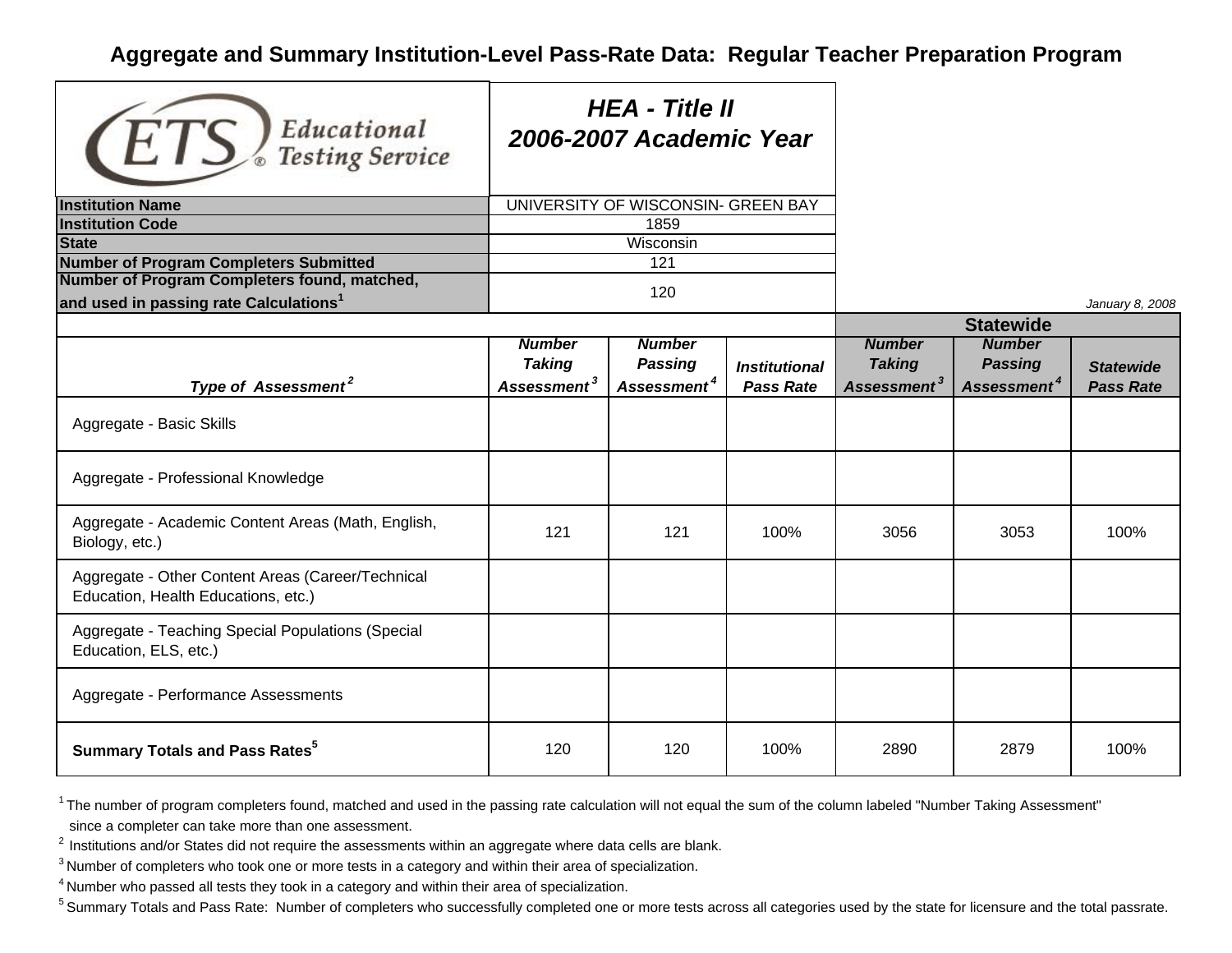# Aggregate and Summary Institution-Level Pass-Rate Data: Regular Teacher Preparation Program

ETS Educational Testing Service

***HEA - Title II***
***2006-2007 Academic Year***

| | |
|---|---|
| **Institution Name** | UNIVERSITY OF WISCONSIN- GREEN BAY |
| **Institution Code** | 1859 |
| **State** | Wisconsin |
| **Number of Program Completers Submitted** | 121 |
| **Number of Program Completers found, matched, and used in passing rate Calculations**[1] | 120 |

*January 8, 2008*

| | | | | **Statewide** | | |
|---|---|---|---|---|---|---|
| ***Type of Assessment***[2] | ***Number Taking Assessment***[3] | ***Number Passing Assessment***[4] | ***Institutional Pass Rate*** | ***Number Taking Assessment***[3] | ***Number Passing Assessment***[4] | ***Statewide Pass Rate*** |
| Aggregate - Basic Skills | | | | | | |
| Aggregate - Professional Knowledge | | | | | | |
| Aggregate - Academic Content Areas (Math, English, Biology, etc.) | 121 | 121 | 100% | 3056 | 3053 | 100% |
| Aggregate - Other Content Areas (Career/Technical Education, Health Educations, etc.) | | | | | | |
| Aggregate - Teaching Special Populations (Special Education, ELS, etc.) | | | | | | |
| Aggregate - Performance Assessments | | | | | | |
| **Summary Totals and Pass Rates**[5] | 120 | 120 | 100% | 2890 | 2879 | 100% |

[1] The number of program completers found, matched and used in the passing rate calculation will not equal the sum of the column labeled "Number Taking Assessment" since a completer can take more than one assessment.

[2] Institutions and/or States did not require the assessments within an aggregate where data cells are blank.

[3] Number of completers who took one or more tests in a category and within their area of specialization.

[4] Number who passed all tests they took in a category and within their area of specialization.

[5] Summary Totals and Pass Rate: Number of completers who successfully completed one or more tests across all categories used by the state for licensure and the total passrate.